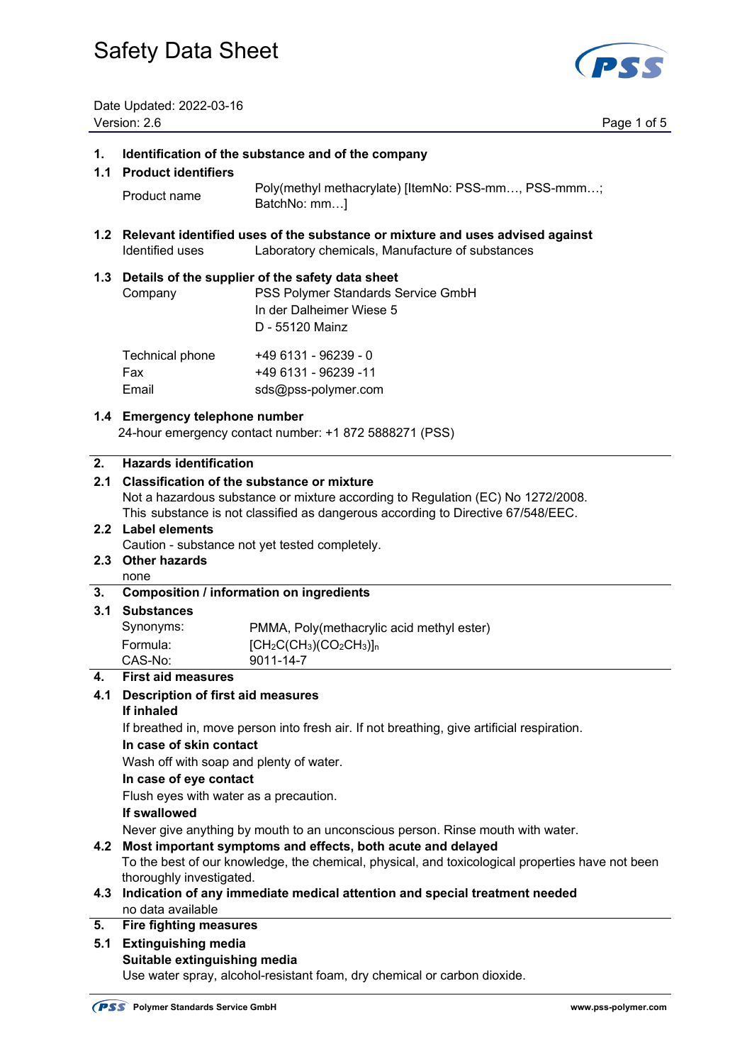# Safety Data Sheet

Date Updated: 2022-03-16
Version: 2.6

## 1. Identification of the substance and of the company

### 1.1 Product identifiers

| | |
|---|---|
| Product name | Poly(methyl methacrylate) [ItemNo: PSS-mm…, PSS-mmm…; BatchNo: mm…] |

### 1.2 Relevant identified uses of the substance or mixture and uses advised against

| | |
|---|---|
| Identified uses | Laboratory chemicals, Manufacture of substances |

### 1.3 Details of the supplier of the safety data sheet

| | |
|---|---|
| Company | PSS Polymer Standards Service GmbH<br>In der Dalheimer Wiese 5<br>D - 55120 Mainz |
| Technical phone | +49 6131 - 96239 - 0 |
| Fax | +49 6131 - 96239 -11 |
| Email | sds@pss-polymer.com |

### 1.4 Emergency telephone number

24-hour emergency contact number: +1 872 5888271 (PSS)

## 2. Hazards identification

### 2.1 Classification of the substance or mixture

Not a hazardous substance or mixture according to Regulation (EC) No 1272/2008.
This substance is not classified as dangerous according to Directive 67/548/EEC.

### 2.2 Label elements

Caution - substance not yet tested completely.

### 2.3 Other hazards

none

## 3. Composition / information on ingredients

### 3.1 Substances

| | |
|---|---|
| Synonyms: | PMMA, Poly(methacrylic acid methyl ester) |
| Formula: | $[CH_2C(CH_3)(CO_2CH_3)]_n$ |
| CAS-No: | 9011-14-7 |

## 4. First aid measures

### 4.1 Description of first aid measures

**If inhaled**

If breathed in, move person into fresh air. If not breathing, give artificial respiration.

**In case of skin contact**

Wash off with soap and plenty of water.

**In case of eye contact**

Flush eyes with water as a precaution.

**If swallowed**

Never give anything by mouth to an unconscious person. Rinse mouth with water.

### 4.2 Most important symptoms and effects, both acute and delayed

To the best of our knowledge, the chemical, physical, and toxicological properties have not been thoroughly investigated.

### 4.3 Indication of any immediate medical attention and special treatment needed

no data available

## 5. Fire fighting measures

### 5.1 Extinguishing media

**Suitable extinguishing media**

Use water spray, alcohol-resistant foam, dry chemical or carbon dioxide.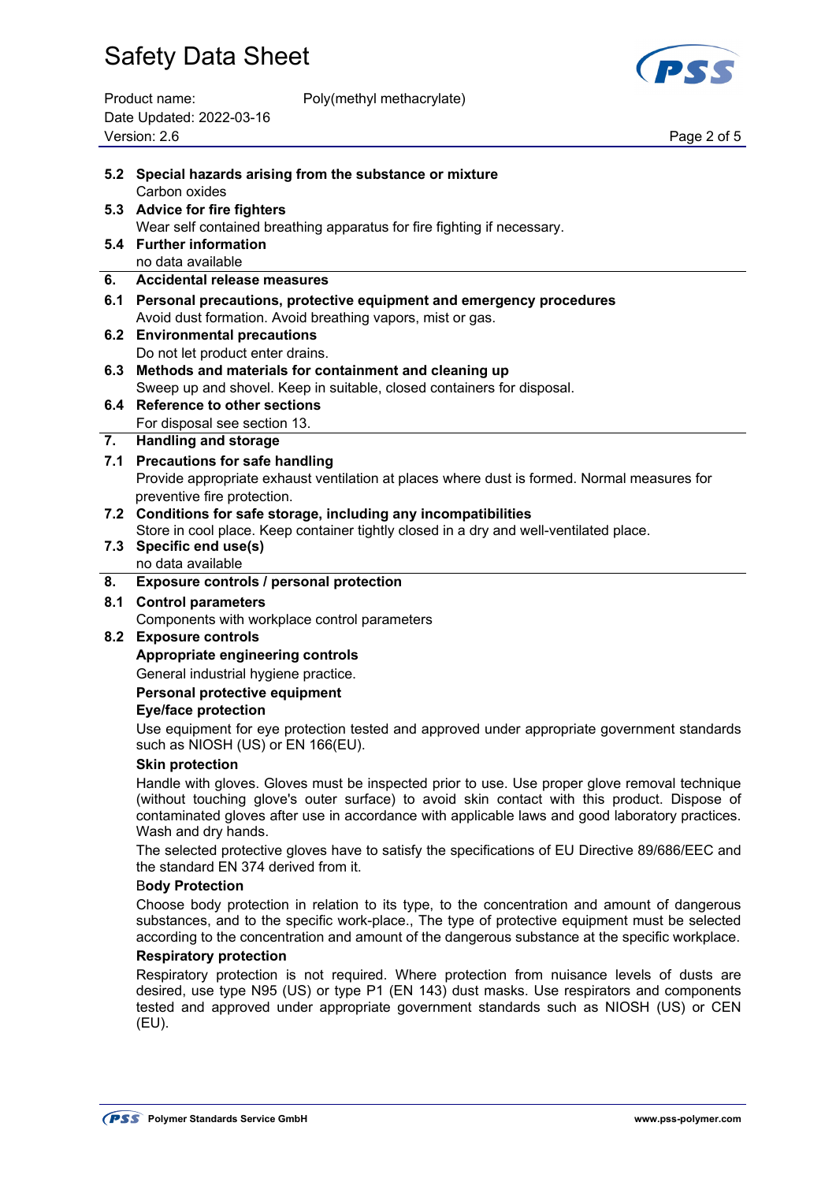**5.2 Special hazards arising from the substance or mixture**

Carbon oxides

**5.3 Advice for fire fighters**

Wear self contained breathing apparatus for fire fighting if necessary.

**5.4 Further information**

no data available

## 6. Accidental release measures

**6.1 Personal precautions, protective equipment and emergency procedures**

Avoid dust formation. Avoid breathing vapors, mist or gas.

**6.2 Environmental precautions**

Do not let product enter drains.

**6.3 Methods and materials for containment and cleaning up**

Sweep up and shovel. Keep in suitable, closed containers for disposal.

**6.4 Reference to other sections**

For disposal see section 13.

## 7. Handling and storage

**7.1 Precautions for safe handling**

Provide appropriate exhaust ventilation at places where dust is formed. Normal measures for preventive fire protection.

**7.2 Conditions for safe storage, including any incompatibilities**

Store in cool place. Keep container tightly closed in a dry and well-ventilated place.

**7.3 Specific end use(s)**

no data available

## 8. Exposure controls / personal protection

**8.1 Control parameters**

Components with workplace control parameters

**8.2 Exposure controls**

**Appropriate engineering controls**

General industrial hygiene practice.

**Personal protective equipment**

**Eye/face protection**

Use equipment for eye protection tested and approved under appropriate government standards such as NIOSH (US) or EN 166(EU).

**Skin protection**

Handle with gloves. Gloves must be inspected prior to use. Use proper glove removal technique (without touching glove's outer surface) to avoid skin contact with this product. Dispose of contaminated gloves after use in accordance with applicable laws and good laboratory practices. Wash and dry hands.

The selected protective gloves have to satisfy the specifications of EU Directive 89/686/EEC and the standard EN 374 derived from it.

**Body Protection**

Choose body protection in relation to its type, to the concentration and amount of dangerous substances, and to the specific work-place., The type of protective equipment must be selected according to the concentration and amount of the dangerous substance at the specific workplace.

**Respiratory protection**

Respiratory protection is not required. Where protection from nuisance levels of dusts are desired, use type N95 (US) or type P1 (EN 143) dust masks. Use respirators and components tested and approved under appropriate government standards such as NIOSH (US) or CEN (EU).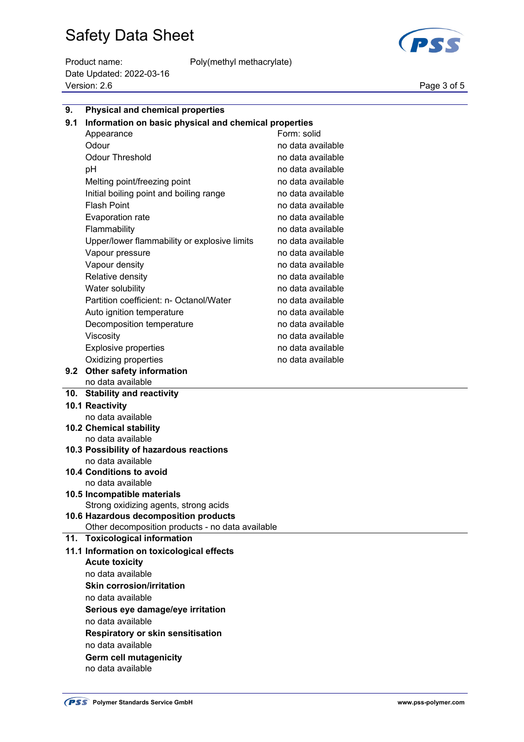## 9. Physical and chemical properties

### 9.1 Information on basic physical and chemical properties

| Property | Value |
|---|---|
| Appearance | Form: solid |
| Odour | no data available |
| Odour Threshold | no data available |
| pH | no data available |
| Melting point/freezing point | no data available |
| Initial boiling point and boiling range | no data available |
| Flash Point | no data available |
| Evaporation rate | no data available |
| Flammability | no data available |
| Upper/lower flammability or explosive limits | no data available |
| Vapour pressure | no data available |
| Vapour density | no data available |
| Relative density | no data available |
| Water solubility | no data available |
| Partition coefficient: n- Octanol/Water | no data available |
| Auto ignition temperature | no data available |
| Decomposition temperature | no data available |
| Viscosity | no data available |
| Explosive properties | no data available |
| Oxidizing properties | no data available |

### 9.2 Other safety information

no data available

## 10. Stability and reactivity

### 10.1 Reactivity

no data available

### 10.2 Chemical stability

no data available

### 10.3 Possibility of hazardous reactions

no data available

### 10.4 Conditions to avoid

no data available

### 10.5 Incompatible materials

Strong oxidizing agents, strong acids

### 10.6 Hazardous decomposition products

Other decomposition products - no data available

## 11. Toxicological information

### 11.1 Information on toxicological effects

**Acute toxicity**

no data available

**Skin corrosion/irritation**

no data available

**Serious eye damage/eye irritation**

no data available

**Respiratory or skin sensitisation**

no data available

**Germ cell mutagenicity**

no data available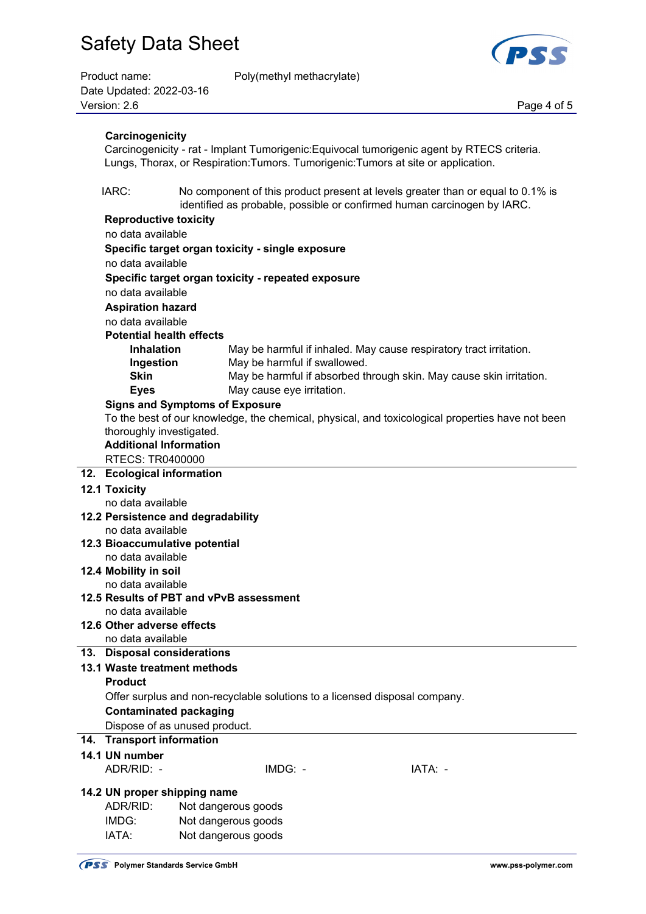**Carcinogenicity**

Carcinogenicity - rat - Implant Tumorigenic:Equivocal tumorigenic agent by RTECS criteria. Lungs, Thorax, or Respiration:Tumors. Tumorigenic:Tumors at site or application.

IARC: No component of this product present at levels greater than or equal to 0.1% is identified as probable, possible or confirmed human carcinogen by IARC.

**Reproductive toxicity**

no data available

**Specific target organ toxicity - single exposure**

no data available

**Specific target organ toxicity - repeated exposure**

no data available

**Aspiration hazard**

no data available

**Potential health effects**

| | |
|---|---|
| **Inhalation** | May be harmful if inhaled. May cause respiratory tract irritation. |
| **Ingestion** | May be harmful if swallowed. |
| **Skin** | May be harmful if absorbed through skin. May cause skin irritation. |
| **Eyes** | May cause eye irritation. |

**Signs and Symptoms of Exposure**

To the best of our knowledge, the chemical, physical, and toxicological properties have not been thoroughly investigated.

**Additional Information**

RTECS: TR0400000

## 12. Ecological information

### 12.1 Toxicity

no data available

### 12.2 Persistence and degradability

no data available

### 12.3 Bioaccumulative potential

no data available

### 12.4 Mobility in soil

no data available

### 12.5 Results of PBT and vPvB assessment

no data available

### 12.6 Other adverse effects

no data available

## 13. Disposal considerations

### 13.1 Waste treatment methods

**Product**

Offer surplus and non-recyclable solutions to a licensed disposal company.

**Contaminated packaging**

Dispose of as unused product.

## 14. Transport information

### 14.1 UN number

ADR/RID: - IMDG: - IATA: -

### 14.2 UN proper shipping name

ADR/RID: Not dangerous goods
IMDG: Not dangerous goods
IATA: Not dangerous goods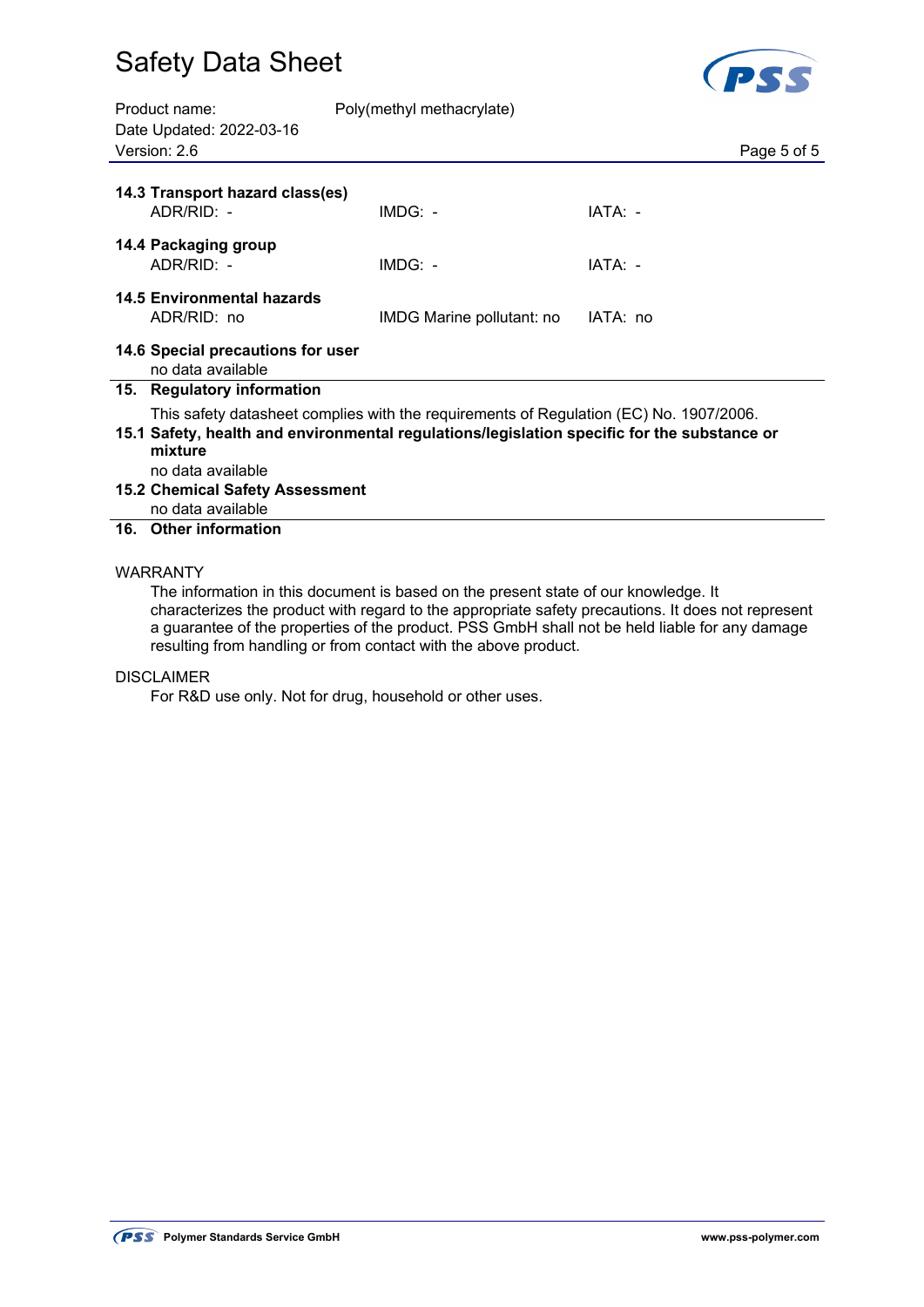**14.3 Transport hazard class(es)**

| | | |
|---|---|---|
| ADR/RID: - | IMDG: - | IATA: - |

**14.4 Packaging group**

| | | |
|---|---|---|
| ADR/RID: - | IMDG: - | IATA: - |

**14.5 Environmental hazards**

| | | |
|---|---|---|
| ADR/RID: no | IMDG Marine pollutant: no | IATA: no |

**14.6 Special precautions for user**

no data available

## 15. Regulatory information

This safety datasheet complies with the requirements of Regulation (EC) No. 1907/2006.

**15.1 Safety, health and environmental regulations/legislation specific for the substance or mixture**

no data available

**15.2 Chemical Safety Assessment**

no data available

## 16. Other information

WARRANTY

The information in this document is based on the present state of our knowledge. It characterizes the product with regard to the appropriate safety precautions. It does not represent a guarantee of the properties of the product. PSS GmbH shall not be held liable for any damage resulting from handling or from contact with the above product.

DISCLAIMER

For R&D use only. Not for drug, household or other uses.